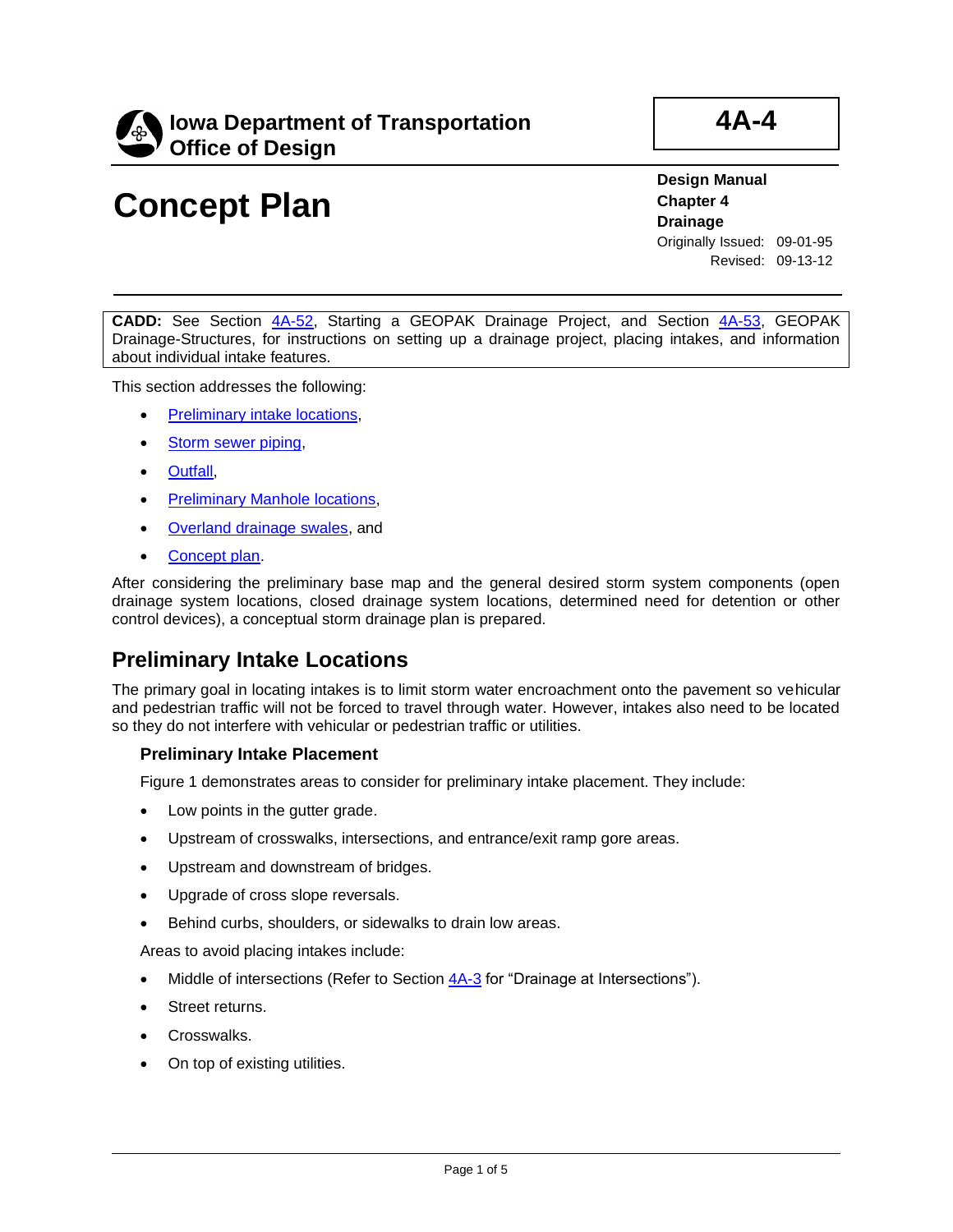**Iowa Department of Transportation**
**Office of Design**

**4A-4**

# Concept Plan

**Design Manual**
**Chapter 4**
**Drainage**
Originally Issued: 09-01-95
Revised: 09-13-12

**CADD:** See Section 4A-52, Starting a GEOPAK Drainage Project, and Section 4A-53, GEOPAK Drainage-Structures, for instructions on setting up a drainage project, placing intakes, and information about individual intake features.

This section addresses the following:

- Preliminary intake locations,
- Storm sewer piping,
- Outfall,
- Preliminary Manhole locations,
- Overland drainage swales, and
- Concept plan.

After considering the preliminary base map and the general desired storm system components (open drainage system locations, closed drainage system locations, determined need for detention or other control devices), a conceptual storm drainage plan is prepared.

## Preliminary Intake Locations

The primary goal in locating intakes is to limit storm water encroachment onto the pavement so vehicular and pedestrian traffic will not be forced to travel through water. However, intakes also need to be located so they do not interfere with vehicular or pedestrian traffic or utilities.

### Preliminary Intake Placement

Figure 1 demonstrates areas to consider for preliminary intake placement. They include:

- Low points in the gutter grade.
- Upstream of crosswalks, intersections, and entrance/exit ramp gore areas.
- Upstream and downstream of bridges.
- Upgrade of cross slope reversals.
- Behind curbs, shoulders, or sidewalks to drain low areas.

Areas to avoid placing intakes include:

- Middle of intersections (Refer to Section 4A-3 for "Drainage at Intersections").
- Street returns.
- Crosswalks.
- On top of existing utilities.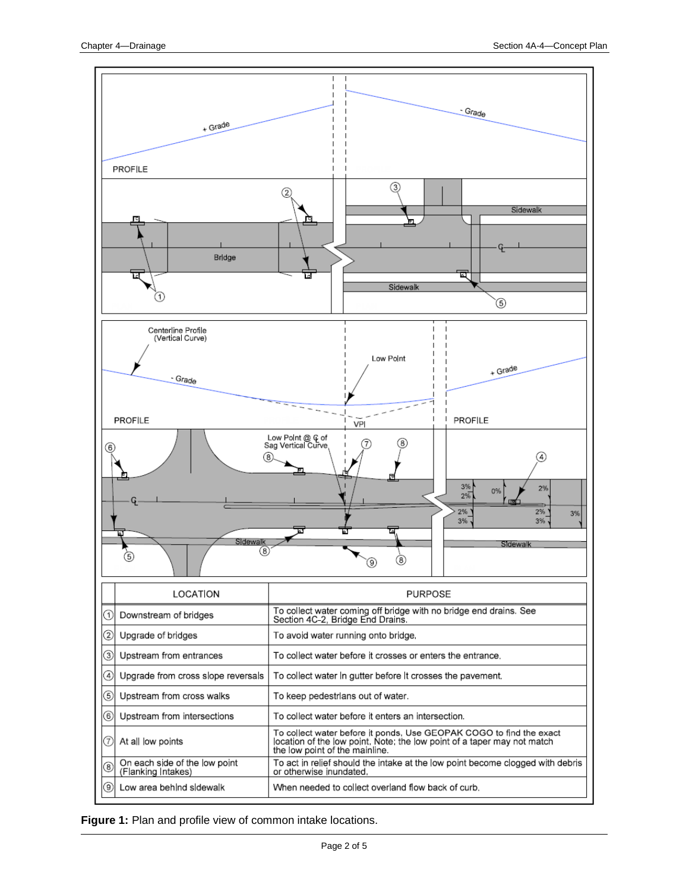| | LOCATION | PURPOSE |
|---|---|---|
| ① | Downstream of bridges | To collect water coming off bridge with no bridge end drains. See Section 4C-2, Bridge End Drains. |
| ② | Upgrade of bridges | To avoid water running onto bridge. |
| ③ | Upstream from entrances | To collect water before it crosses or enters the entrance. |
| ④ | Upgrade from cross slope reversals | To collect water in gutter before it crosses the pavement. |
| ⑤ | Upstream from cross walks | To keep pedestrians out of water. |
| ⑥ | Upstream from intersections | To collect water before it enters an intersection. |
| ⑦ | At all low points | To collect water before it ponds. Use GEOPAK COGO to find the exact location of the low point. Note; the low point of a taper may not match the low point of the mainline. |
| ⑧ | On each side of the low point (Flanking Intakes) | To act in relief should the intake at the low point become clogged with debris or otherwise inundated. |
| ⑨ | Low area behind sidewalk | When needed to collect overland flow back of curb. |

**Figure 1:** Plan and profile view of common intake locations.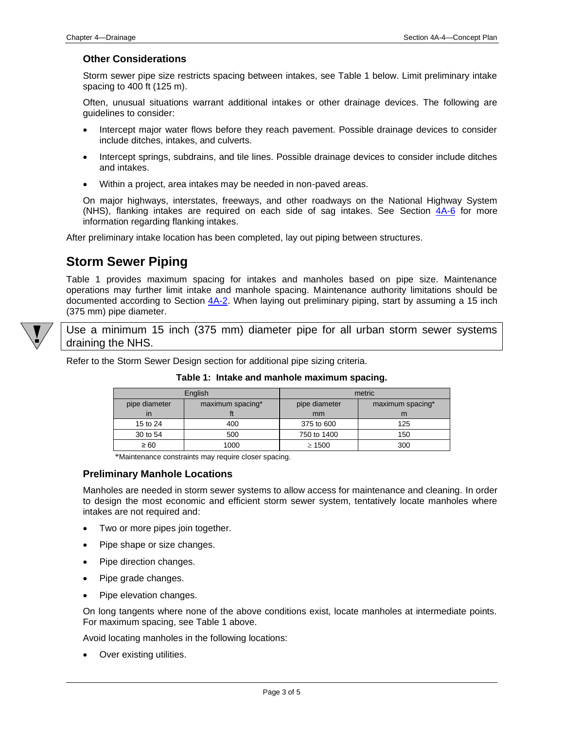### Other Considerations

Storm sewer pipe size restricts spacing between intakes, see Table 1 below. Limit preliminary intake spacing to 400 ft (125 m).

Often, unusual situations warrant additional intakes or other drainage devices. The following are guidelines to consider:

- Intercept major water flows before they reach pavement. Possible drainage devices to consider include ditches, intakes, and culverts.
- Intercept springs, subdrains, and tile lines. Possible drainage devices to consider include ditches and intakes.
- Within a project, area intakes may be needed in non-paved areas.

On major highways, interstates, freeways, and other roadways on the National Highway System (NHS), flanking intakes are required on each side of sag intakes. See Section 4A-6 for more information regarding flanking intakes.

After preliminary intake location has been completed, lay out piping between structures.

## Storm Sewer Piping

Table 1 provides maximum spacing for intakes and manholes based on pipe size. Maintenance operations may further limit intake and manhole spacing. Maintenance authority limitations should be documented according to Section 4A-2. When laying out preliminary piping, start by assuming a 15 inch (375 mm) pipe diameter.

> Use a minimum 15 inch (375 mm) diameter pipe for all urban storm sewer systems draining the NHS.

Refer to the Storm Sewer Design section for additional pipe sizing criteria.

**Table 1: Intake and manhole maximum spacing.**

| English | | metric | |
|---|---|---|---|
| pipe diameter in | maximum spacing* ft | pipe diameter mm | maximum spacing* m |
| 15 to 24 | 400 | 375 to 600 | 125 |
| 30 to 54 | 500 | 750 to 1400 | 150 |
| ≥ 60 | 1000 | ≥ 1500 | 300 |

*Maintenance constraints may require closer spacing.

### Preliminary Manhole Locations

Manholes are needed in storm sewer systems to allow access for maintenance and cleaning. In order to design the most economic and efficient storm sewer system, tentatively locate manholes where intakes are not required and:

- Two or more pipes join together.
- Pipe shape or size changes.
- Pipe direction changes.
- Pipe grade changes.
- Pipe elevation changes.

On long tangents where none of the above conditions exist, locate manholes at intermediate points. For maximum spacing, see Table 1 above.

Avoid locating manholes in the following locations:

- Over existing utilities.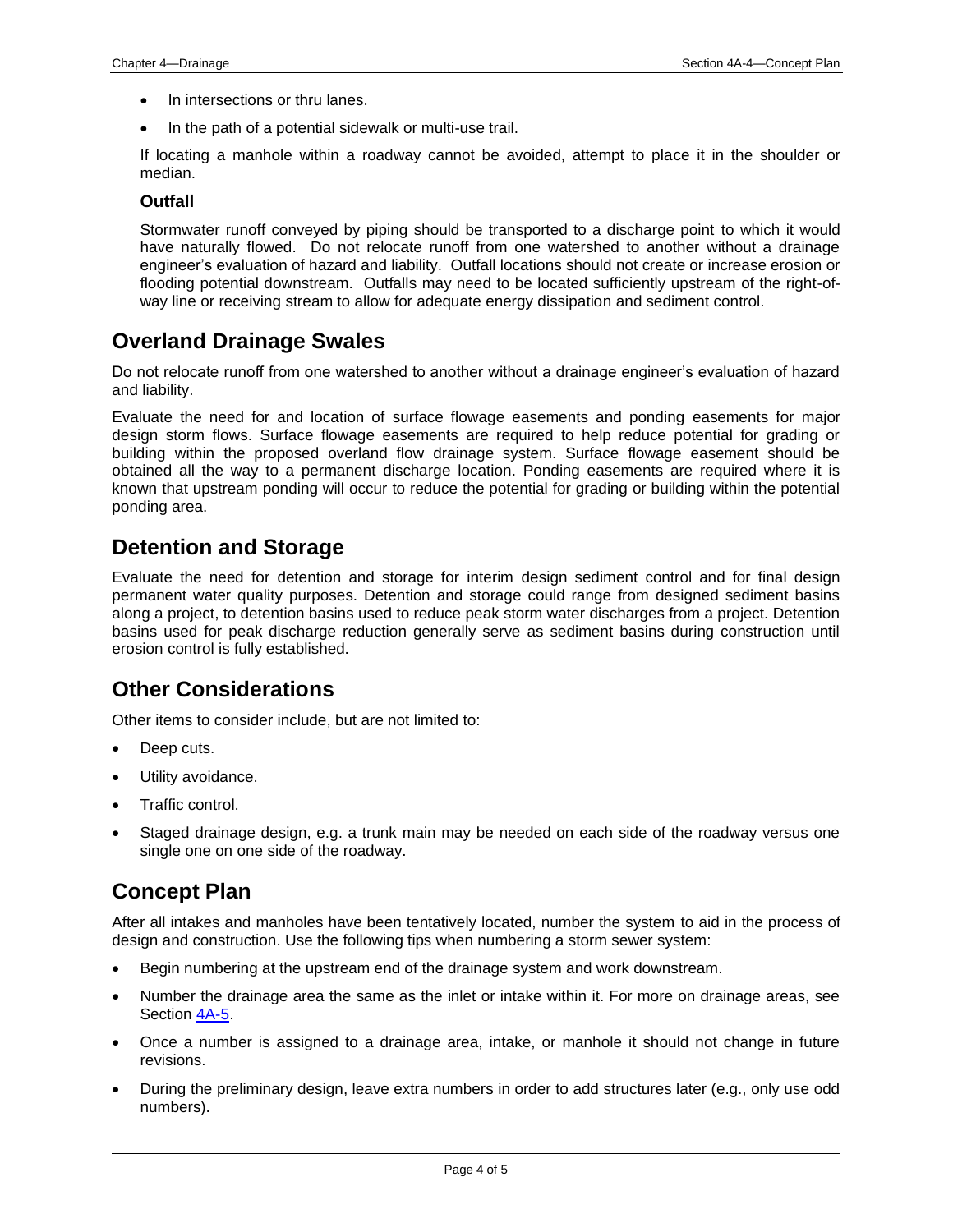- In intersections or thru lanes.
- In the path of a potential sidewalk or multi-use trail.

If locating a manhole within a roadway cannot be avoided, attempt to place it in the shoulder or median.

### Outfall

Stormwater runoff conveyed by piping should be transported to a discharge point to which it would have naturally flowed. Do not relocate runoff from one watershed to another without a drainage engineer's evaluation of hazard and liability. Outfall locations should not create or increase erosion or flooding potential downstream. Outfalls may need to be located sufficiently upstream of the right-of-way line or receiving stream to allow for adequate energy dissipation and sediment control.

## Overland Drainage Swales

Do not relocate runoff from one watershed to another without a drainage engineer's evaluation of hazard and liability.

Evaluate the need for and location of surface flowage easements and ponding easements for major design storm flows. Surface flowage easements are required to help reduce potential for grading or building within the proposed overland flow drainage system. Surface flowage easement should be obtained all the way to a permanent discharge location. Ponding easements are required where it is known that upstream ponding will occur to reduce the potential for grading or building within the potential ponding area.

## Detention and Storage

Evaluate the need for detention and storage for interim design sediment control and for final design permanent water quality purposes. Detention and storage could range from designed sediment basins along a project, to detention basins used to reduce peak storm water discharges from a project. Detention basins used for peak discharge reduction generally serve as sediment basins during construction until erosion control is fully established.

## Other Considerations

Other items to consider include, but are not limited to:

- Deep cuts.
- Utility avoidance.
- Traffic control.
- Staged drainage design, e.g. a trunk main may be needed on each side of the roadway versus one single one on one side of the roadway.

## Concept Plan

After all intakes and manholes have been tentatively located, number the system to aid in the process of design and construction. Use the following tips when numbering a storm sewer system:

- Begin numbering at the upstream end of the drainage system and work downstream.
- Number the drainage area the same as the inlet or intake within it. For more on drainage areas, see Section 4A-5.
- Once a number is assigned to a drainage area, intake, or manhole it should not change in future revisions.
- During the preliminary design, leave extra numbers in order to add structures later (e.g., only use odd numbers).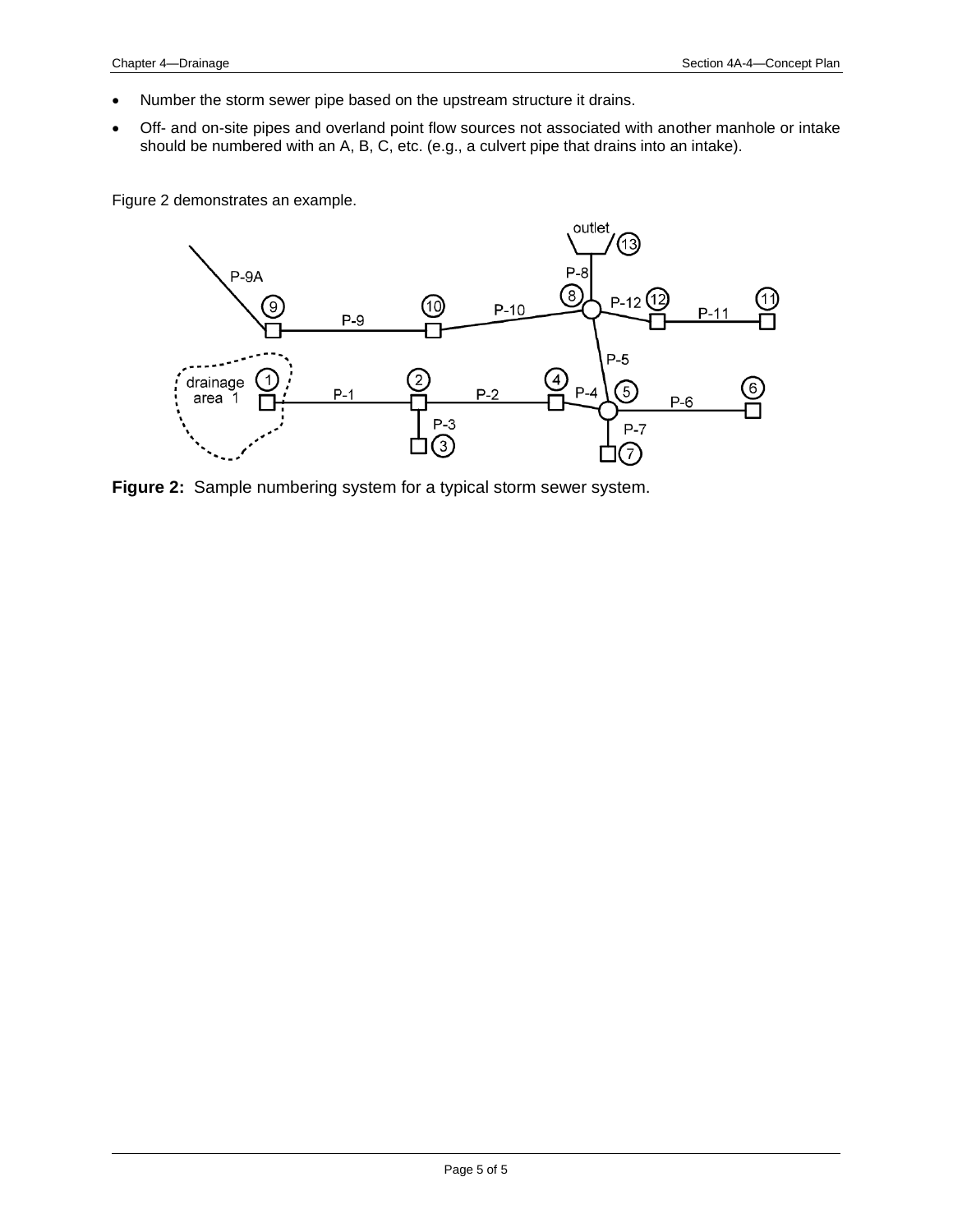- Number the storm sewer pipe based on the upstream structure it drains.
- Off- and on-site pipes and overland point flow sources not associated with another manhole or intake should be numbered with an A, B, C, etc. (e.g., a culvert pipe that drains into an intake).

Figure 2 demonstrates an example.

outlet
13
P-8
P-9A
8
P-12
12
11
9
P-9
10
P-10
P-11
P-5
drainage area 1
1
P-1
2
P-2
4
P-4
5
P-6
6
P-3
3
P-7
7

**Figure 2:** Sample numbering system for a typical storm sewer system.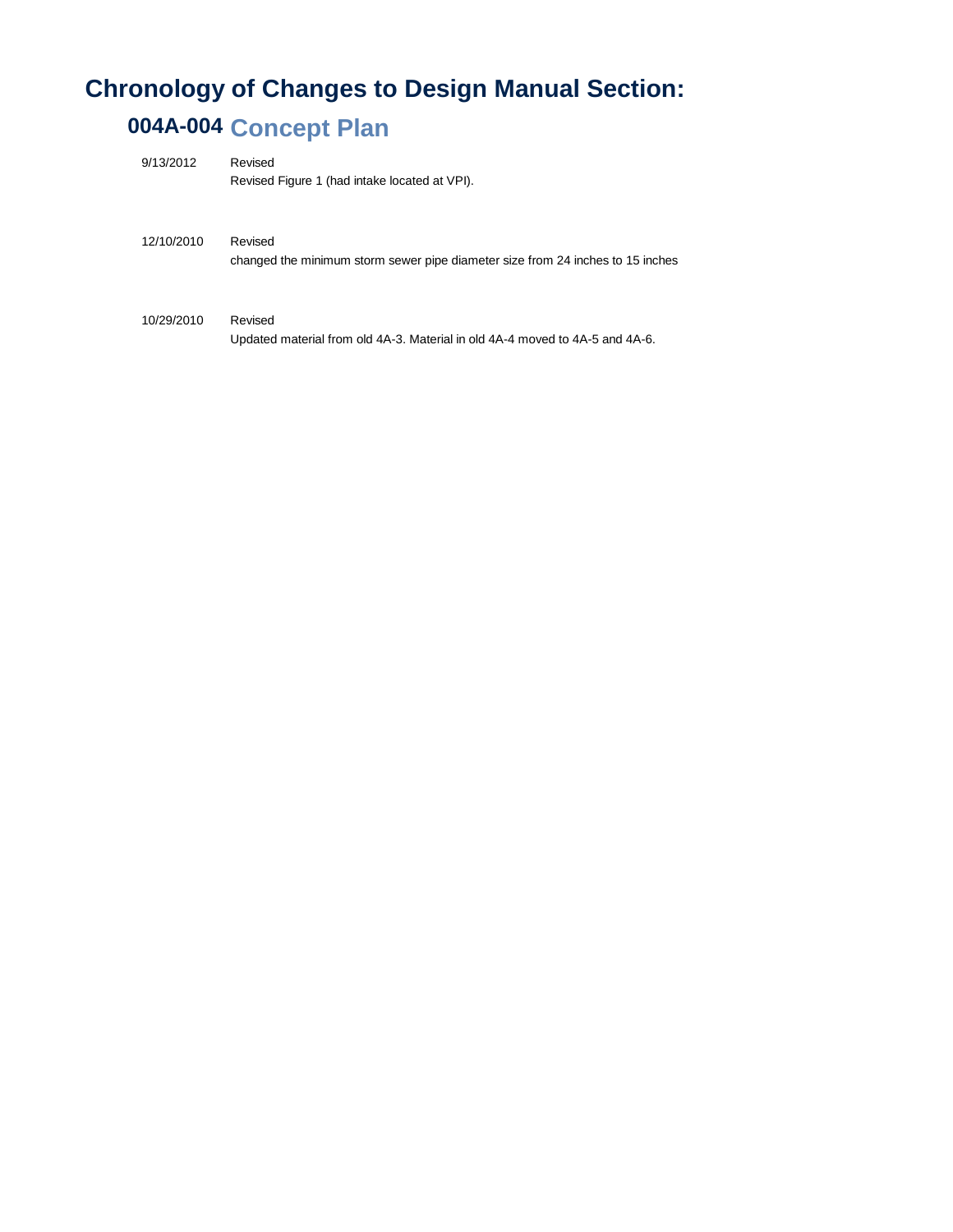# Chronology of Changes to Design Manual Section:

## 004A-004 Concept Plan

9/13/2012 Revised

Revised Figure 1 (had intake located at VPI).

12/10/2010 Revised

changed the minimum storm sewer pipe diameter size from 24 inches to 15 inches

10/29/2010 Revised

Updated material from old 4A-3. Material in old 4A-4 moved to 4A-5 and 4A-6.